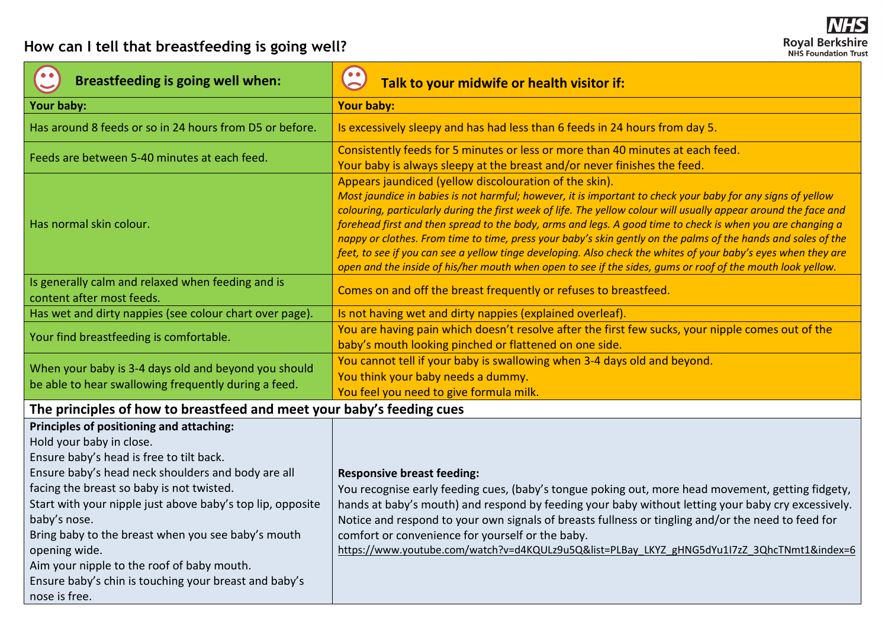# How can I tell that breastfeeding is going well?

| Breastfeeding is going well when: | Talk to your midwife or health visitor if: |
| --- | --- |
| **Your baby:** | **Your baby:** |
| Has around 8 feeds or so in 24 hours from D5 or before. | Is excessively sleepy and has had less than 6 feeds in 24 hours from day 5. |
| Feeds are between 5-40 minutes at each feed. | Consistently feeds for 5 minutes or less or more than 40 minutes at each feed.<br>Your baby is always sleepy at the breast and/or never finishes the feed. |
| Has normal skin colour. | Appears jaundiced (yellow discolouration of the skin).<br>*Most jaundice in babies is not harmful; however, it is important to check your baby for any signs of yellow colouring, particularly during the first week of life. The yellow colour will usually appear around the face and forehead first and then spread to the body, arms and legs. A good time to check is when you are changing a nappy or clothes. From time to time, press your baby's skin gently on the palms of the hands and soles of the feet, to see if you can see a yellow tinge developing. Also check the whites of your baby's eyes when they are open and the inside of his/her mouth when open to see if the sides, gums or roof of the mouth look yellow.* |
| Is generally calm and relaxed when feeding and is content after most feeds. | Comes on and off the breast frequently or refuses to breastfeed. |
| Has wet and dirty nappies (see colour chart over page). | Is not having wet and dirty nappies (explained overleaf). |
| Your find breastfeeding is comfortable. | You are having pain which doesn't resolve after the first few sucks, your nipple comes out of the baby's mouth looking pinched or flattened on one side. |
| When your baby is 3-4 days old and beyond you should be able to hear swallowing frequently during a feed. | You cannot tell if your baby is swallowing when 3-4 days old and beyond.<br>You think your baby needs a dummy.<br>You feel you need to give formula milk. |

## The principles of how to breastfeed and meet your baby's feeding cues

**Principles of positioning and attaching:**

Hold your baby in close.
Ensure baby's head is free to tilt back.
Ensure baby's head neck shoulders and body are all facing the breast so baby is not twisted.
Start with your nipple just above baby's top lip, opposite baby's nose.
Bring baby to the breast when you see baby's mouth opening wide.
Aim your nipple to the roof of baby mouth.
Ensure baby's chin is touching your breast and baby's nose is free.

**Responsive breast feeding:**

You recognise early feeding cues, (baby's tongue poking out, more head movement, getting fidgety, hands at baby's mouth) and respond by feeding your baby without letting your baby cry excessively. Notice and respond to your own signals of breasts fullness or tingling and/or the need to feed for comfort or convenience for yourself or the baby.
https://www.youtube.com/watch?v=d4KQULz9u5Q&list=PLBay_LKYZ_gHNG5dYu1I7zZ_3QhcTNmt1&index=6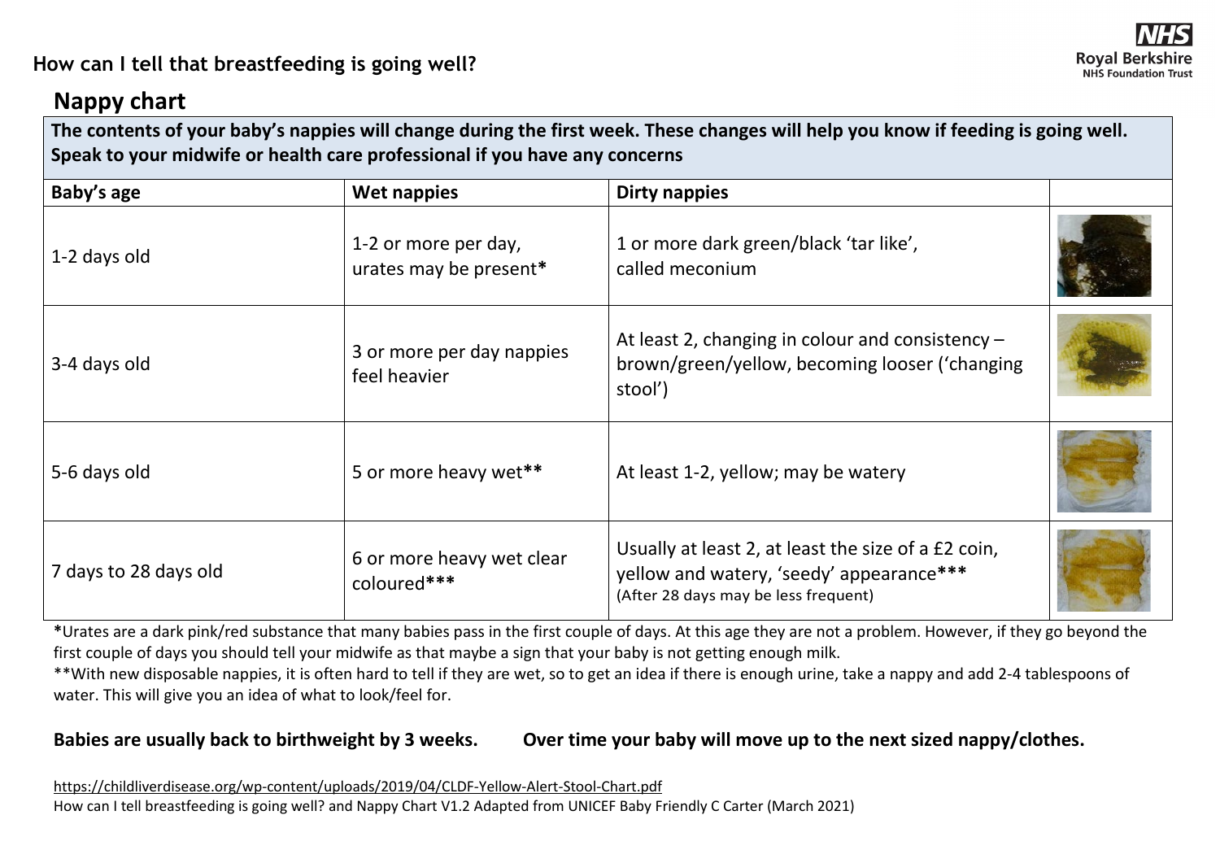## How can I tell that breastfeeding is going well?

NHS
Royal Berkshire
NHS Foundation Trust

## Nappy chart

| The contents of your baby's nappies will change during the first week. These changes will help you know if feeding is going well. Speak to your midwife or health care professional if you have any concerns | | | |
|---|---|---|---|
| **Baby's age** | **Wet nappies** | **Dirty nappies** | |
| 1-2 days old | 1-2 or more per day, urates may be present***** | 1 or more dark green/black 'tar like', called meconium | |
| 3-4 days old | 3 or more per day nappies feel heavier | At least 2, changing in colour and consistency – brown/green/yellow, becoming looser ('changing stool') | |
| 5-6 days old | 5 or more heavy wet****** | At least 1-2, yellow; may be watery | |
| 7 days to 28 days old | 6 or more heavy wet clear coloured******* | Usually at least 2, at least the size of a £2 coin, yellow and watery, 'seedy' appearance******* (After 28 days may be less frequent) | |

*****Urates are a dark pink/red substance that many babies pass in the first couple of days. At this age they are not a problem. However, if they go beyond the first couple of days you should tell your midwife as that maybe a sign that your baby is not getting enough milk.

**With new disposable nappies, it is often hard to tell if they are wet, so to get an idea if there is enough urine, take a nappy and add 2-4 tablespoons of water. This will give you an idea of what to look/feel for.

**Babies are usually back to birthweight by 3 weeks.** **Over time your baby will move up to the next sized nappy/clothes.**

https://childliverdisease.org/wp-content/uploads/2019/04/CLDF-Yellow-Alert-Stool-Chart.pdf

How can I tell breastfeeding is going well? and Nappy Chart V1.2 Adapted from UNICEF Baby Friendly C Carter (March 2021)